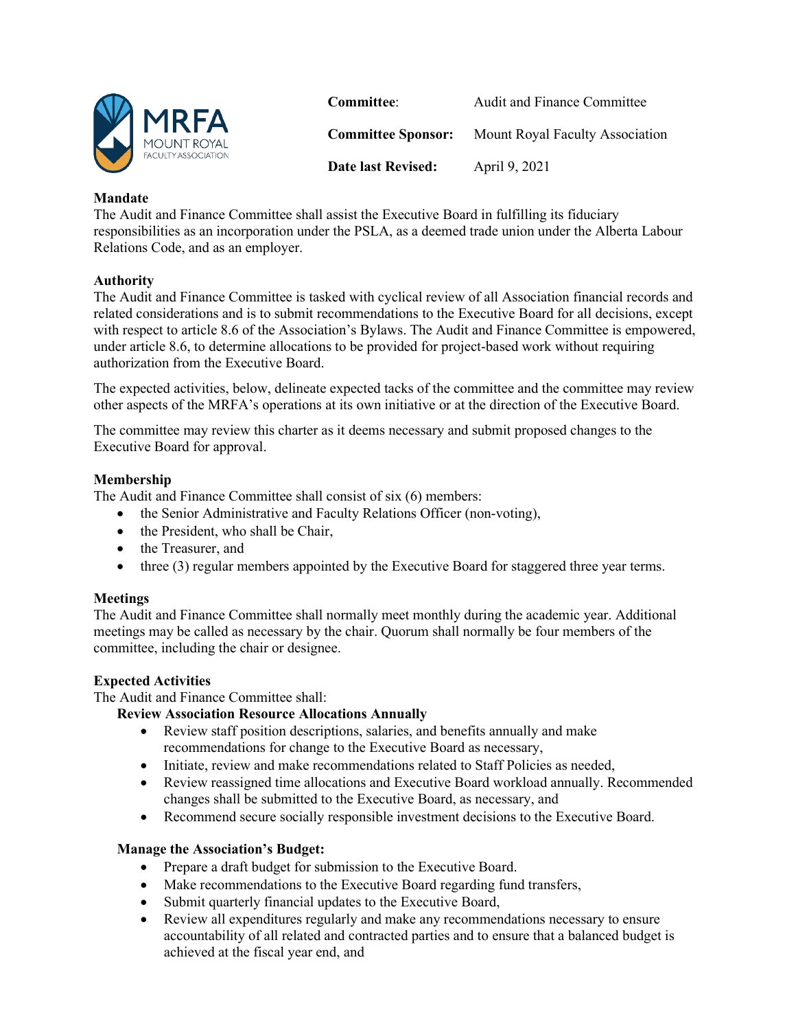| | |
|---|---|
| **Committee**: | Audit and Finance Committee |
| **Committee Sponsor:** | Mount Royal Faculty Association |
| **Date last Revised:** | April 9, 2021 |

**Mandate**

The Audit and Finance Committee shall assist the Executive Board in fulfilling its fiduciary responsibilities as an incorporation under the PSLA, as a deemed trade union under the Alberta Labour Relations Code, and as an employer.

**Authority**

The Audit and Finance Committee is tasked with cyclical review of all Association financial records and related considerations and is to submit recommendations to the Executive Board for all decisions, except with respect to article 8.6 of the Association's Bylaws. The Audit and Finance Committee is empowered, under article 8.6, to determine allocations to be provided for project-based work without requiring authorization from the Executive Board.

The expected activities, below, delineate expected tacks of the committee and the committee may review other aspects of the MRFA's operations at its own initiative or at the direction of the Executive Board.

The committee may review this charter as it deems necessary and submit proposed changes to the Executive Board for approval.

**Membership**

The Audit and Finance Committee shall consist of six (6) members:

- the Senior Administrative and Faculty Relations Officer (non-voting),
- the President, who shall be Chair,
- the Treasurer, and
- three (3) regular members appointed by the Executive Board for staggered three year terms.

**Meetings**

The Audit and Finance Committee shall normally meet monthly during the academic year. Additional meetings may be called as necessary by the chair. Quorum shall normally be four members of the committee, including the chair or designee.

**Expected Activities**

The Audit and Finance Committee shall:

**Review Association Resource Allocations Annually**

- Review staff position descriptions, salaries, and benefits annually and make recommendations for change to the Executive Board as necessary,
- Initiate, review and make recommendations related to Staff Policies as needed,
- Review reassigned time allocations and Executive Board workload annually. Recommended changes shall be submitted to the Executive Board, as necessary, and
- Recommend secure socially responsible investment decisions to the Executive Board.

**Manage the Association's Budget:**

- Prepare a draft budget for submission to the Executive Board.
- Make recommendations to the Executive Board regarding fund transfers,
- Submit quarterly financial updates to the Executive Board,
- Review all expenditures regularly and make any recommendations necessary to ensure accountability of all related and contracted parties and to ensure that a balanced budget is achieved at the fiscal year end, and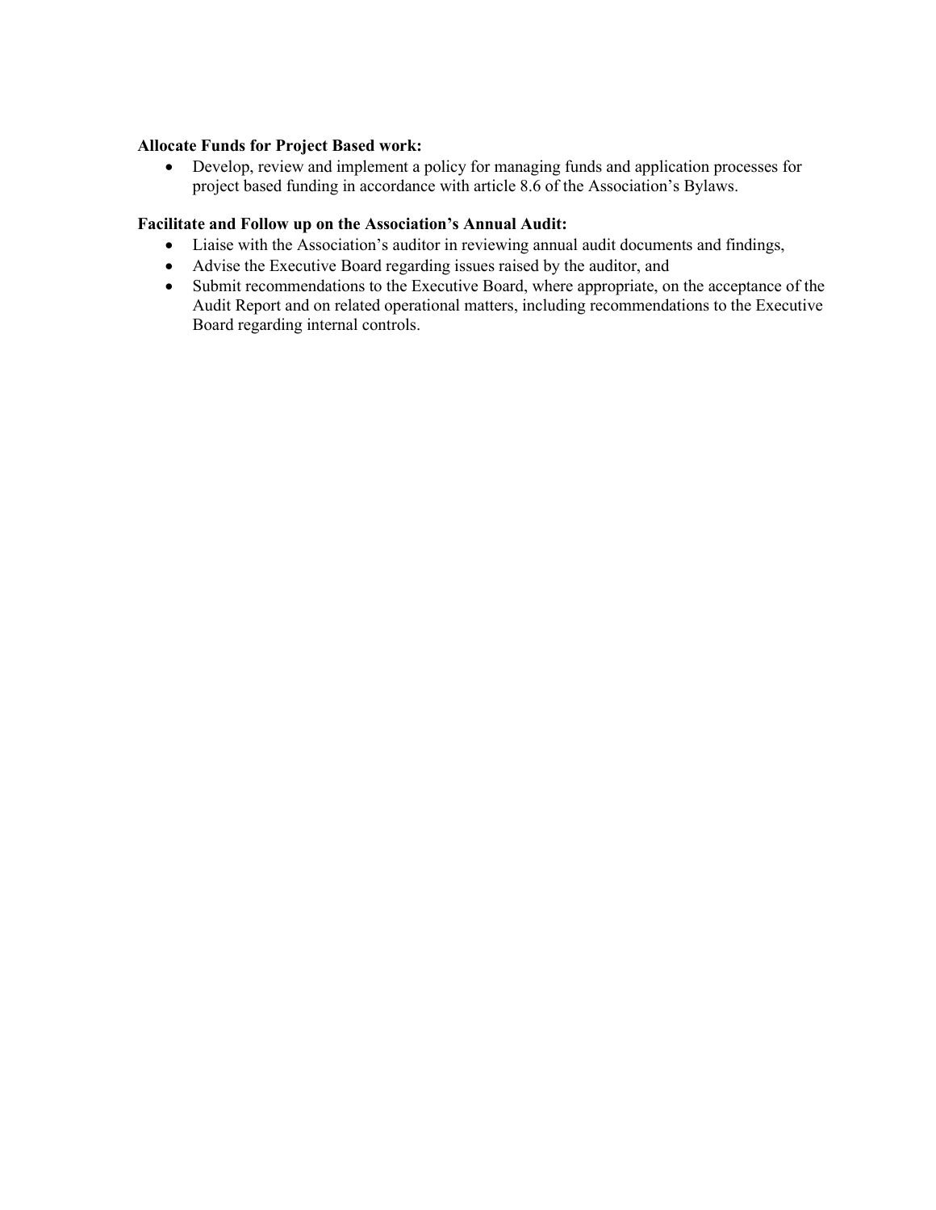**Allocate Funds for Project Based work:**

- Develop, review and implement a policy for managing funds and application processes for project based funding in accordance with article 8.6 of the Association's Bylaws.

**Facilitate and Follow up on the Association's Annual Audit:**

- Liaise with the Association's auditor in reviewing annual audit documents and findings,
- Advise the Executive Board regarding issues raised by the auditor, and
- Submit recommendations to the Executive Board, where appropriate, on the acceptance of the Audit Report and on related operational matters, including recommendations to the Executive Board regarding internal controls.